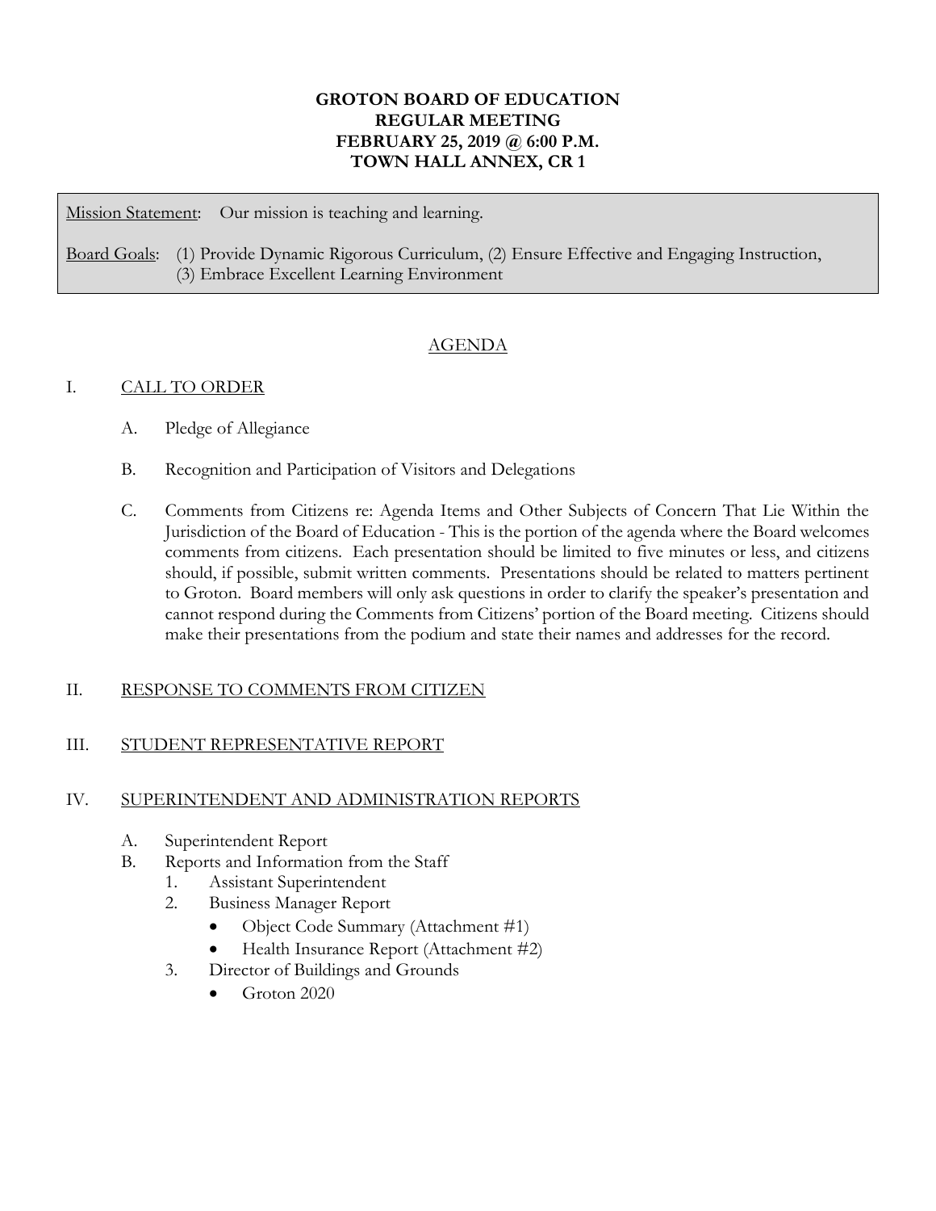**GROTON BOARD OF EDUCATION**
**REGULAR MEETING**
**FEBRUARY 25, 2019 @ 6:00 P.M.**
**TOWN HALL ANNEX, CR 1**

Mission Statement: Our mission is teaching and learning.

Board Goals: (1) Provide Dynamic Rigorous Curriculum, (2) Ensure Effective and Engaging Instruction, (3) Embrace Excellent Learning Environment

## AGENDA

I. CALL TO ORDER

A. Pledge of Allegiance

B. Recognition and Participation of Visitors and Delegations

C. Comments from Citizens re: Agenda Items and Other Subjects of Concern That Lie Within the Jurisdiction of the Board of Education - This is the portion of the agenda where the Board welcomes comments from citizens. Each presentation should be limited to five minutes or less, and citizens should, if possible, submit written comments. Presentations should be related to matters pertinent to Groton. Board members will only ask questions in order to clarify the speaker's presentation and cannot respond during the Comments from Citizens' portion of the Board meeting. Citizens should make their presentations from the podium and state their names and addresses for the record.

II. RESPONSE TO COMMENTS FROM CITIZEN

III. STUDENT REPRESENTATIVE REPORT

IV. SUPERINTENDENT AND ADMINISTRATION REPORTS

A. Superintendent Report

B. Reports and Information from the Staff

1. Assistant Superintendent
2. Business Manager Report
   - Object Code Summary (Attachment #1)
   - Health Insurance Report (Attachment #2)
3. Director of Buildings and Grounds
   - Groton 2020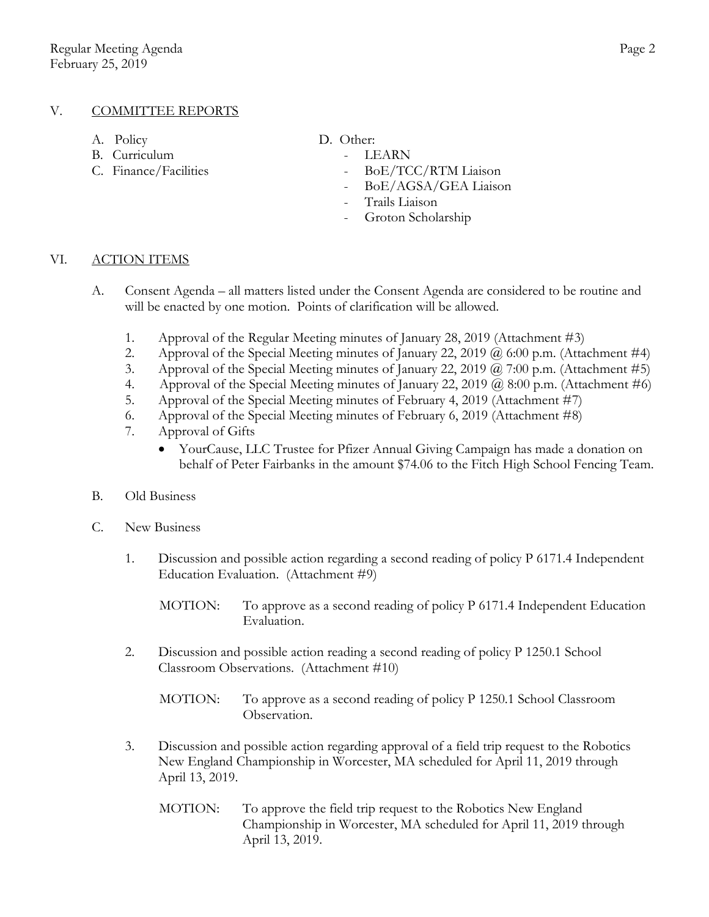## V. COMMITTEE REPORTS

A. Policy
B. Curriculum
C. Finance/Facilities
D. Other:
- LEARN
- BoE/TCC/RTM Liaison
- BoE/AGSA/GEA Liaison
- Trails Liaison
- Groton Scholarship

## VI. ACTION ITEMS

A. Consent Agenda – all matters listed under the Consent Agenda are considered to be routine and will be enacted by one motion. Points of clarification will be allowed.

1. Approval of the Regular Meeting minutes of January 28, 2019 (Attachment #3)
2. Approval of the Special Meeting minutes of January 22, 2019 @ 6:00 p.m. (Attachment #4)
3. Approval of the Special Meeting minutes of January 22, 2019 @ 7:00 p.m. (Attachment #5)
4. Approval of the Special Meeting minutes of January 22, 2019 @ 8:00 p.m. (Attachment #6)
5. Approval of the Special Meeting minutes of February 4, 2019 (Attachment #7)
6. Approval of the Special Meeting minutes of February 6, 2019 (Attachment #8)
7. Approval of Gifts
   - YourCause, LLC Trustee for Pfizer Annual Giving Campaign has made a donation on behalf of Peter Fairbanks in the amount $74.06 to the Fitch High School Fencing Team.

B. Old Business

C. New Business

1. Discussion and possible action regarding a second reading of policy P 6171.4 Independent Education Evaluation. (Attachment #9)

   MOTION: To approve as a second reading of policy P 6171.4 Independent Education Evaluation.

2. Discussion and possible action reading a second reading of policy P 1250.1 School Classroom Observations. (Attachment #10)

   MOTION: To approve as a second reading of policy P 1250.1 School Classroom Observation.

3. Discussion and possible action regarding approval of a field trip request to the Robotics New England Championship in Worcester, MA scheduled for April 11, 2019 through April 13, 2019.

   MOTION: To approve the field trip request to the Robotics New England Championship in Worcester, MA scheduled for April 11, 2019 through April 13, 2019.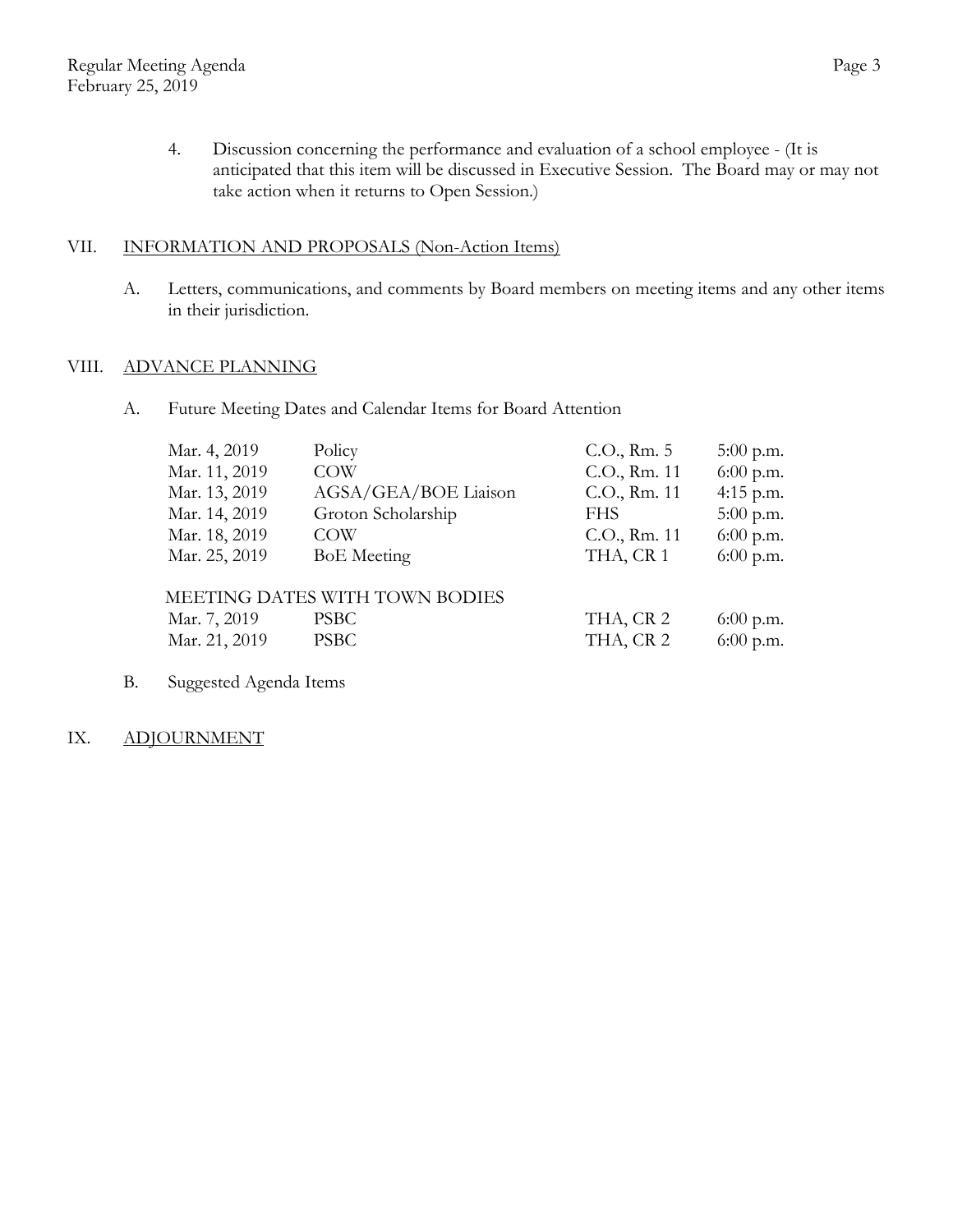4. Discussion concerning the performance and evaluation of a school employee - (It is anticipated that this item will be discussed in Executive Session. The Board may or may not take action when it returns to Open Session.)

## VII. INFORMATION AND PROPOSALS (Non-Action Items)

A. Letters, communications, and comments by Board members on meeting items and any other items in their jurisdiction.

## VIII. ADVANCE PLANNING

A. Future Meeting Dates and Calendar Items for Board Attention

| | | | |
|---|---|---|---|
| Mar. 4, 2019 | Policy | C.O., Rm. 5 | 5:00 p.m. |
| Mar. 11, 2019 | COW | C.O., Rm. 11 | 6:00 p.m. |
| Mar. 13, 2019 | AGSA/GEA/BOE Liaison | C.O., Rm. 11 | 4:15 p.m. |
| Mar. 14, 2019 | Groton Scholarship | FHS | 5:00 p.m. |
| Mar. 18, 2019 | COW | C.O., Rm. 11 | 6:00 p.m. |
| Mar. 25, 2019 | BoE Meeting | THA, CR 1 | 6:00 p.m. |

MEETING DATES WITH TOWN BODIES

| | | | |
|---|---|---|---|
| Mar. 7, 2019 | PSBC | THA, CR 2 | 6:00 p.m. |
| Mar. 21, 2019 | PSBC | THA, CR 2 | 6:00 p.m. |

B. Suggested Agenda Items

## IX. ADJOURNMENT